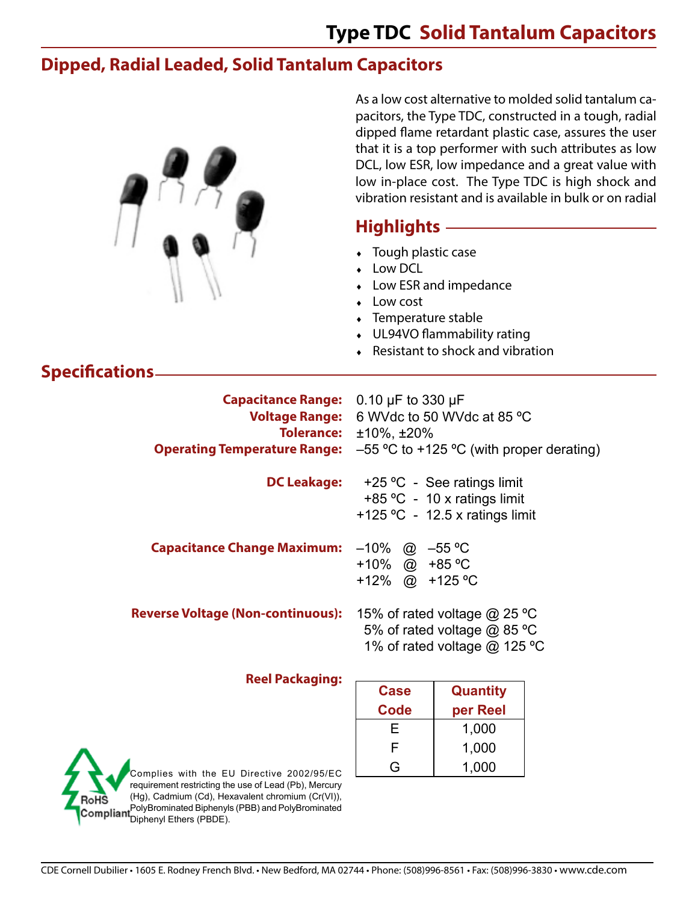# Type TDC Solid Tantalum Capacitors

## Dipped, Radial Leaded, Solid Tantalum Capacitors

As a low cost alternative to molded solid tantalum capacitors, the Type TDC, constructed in a tough, radial dipped flame retardant plastic case, assures the user that it is a top performer with such attributes as low DCL, low ESR, low impedance and a great value with low in-place cost. The Type TDC is high shock and vibration resistant and is available in bulk or on radial

## Highlights

- Tough plastic case
- Low DCL
- Low ESR and impedance
- Low cost
- Temperature stable
- UL94VO flammability rating
- Resistant to shock and vibration

## Specifications

**Capacitance Range:** 0.10 µF to 330 µF

**Voltage Range:** 6 WVdc to 50 WVdc at 85 ºC

**Tolerance:** ±10%, ±20%

**Operating Temperature Range:** –55 ºC to +125 ºC (with proper derating)

**DC Leakage:**
+25 ºC - See ratings limit
+85 ºC - 10 x ratings limit
+125 ºC - 12.5 x ratings limit

**Capacitance Change Maximum:**
–10% @ –55 ºC
+10% @ +85 ºC
+12% @ +125 ºC

**Reverse Voltage (Non-continuous):**
15% of rated voltage @ 25 ºC
5% of rated voltage @ 85 ºC
1% of rated voltage @ 125 ºC

**Reel Packaging:**

| Case Code | Quantity per Reel |
|---|---|
| E | 1,000 |
| F | 1,000 |
| G | 1,000 |

RoHS Compliant

Complies with the EU Directive 2002/95/EC requirement restricting the use of Lead (Pb), Mercury (Hg), Cadmium (Cd), Hexavalent chromium (Cr(VI)), PolyBrominated Biphenyls (PBB) and PolyBrominated Diphenyl Ethers (PBDE).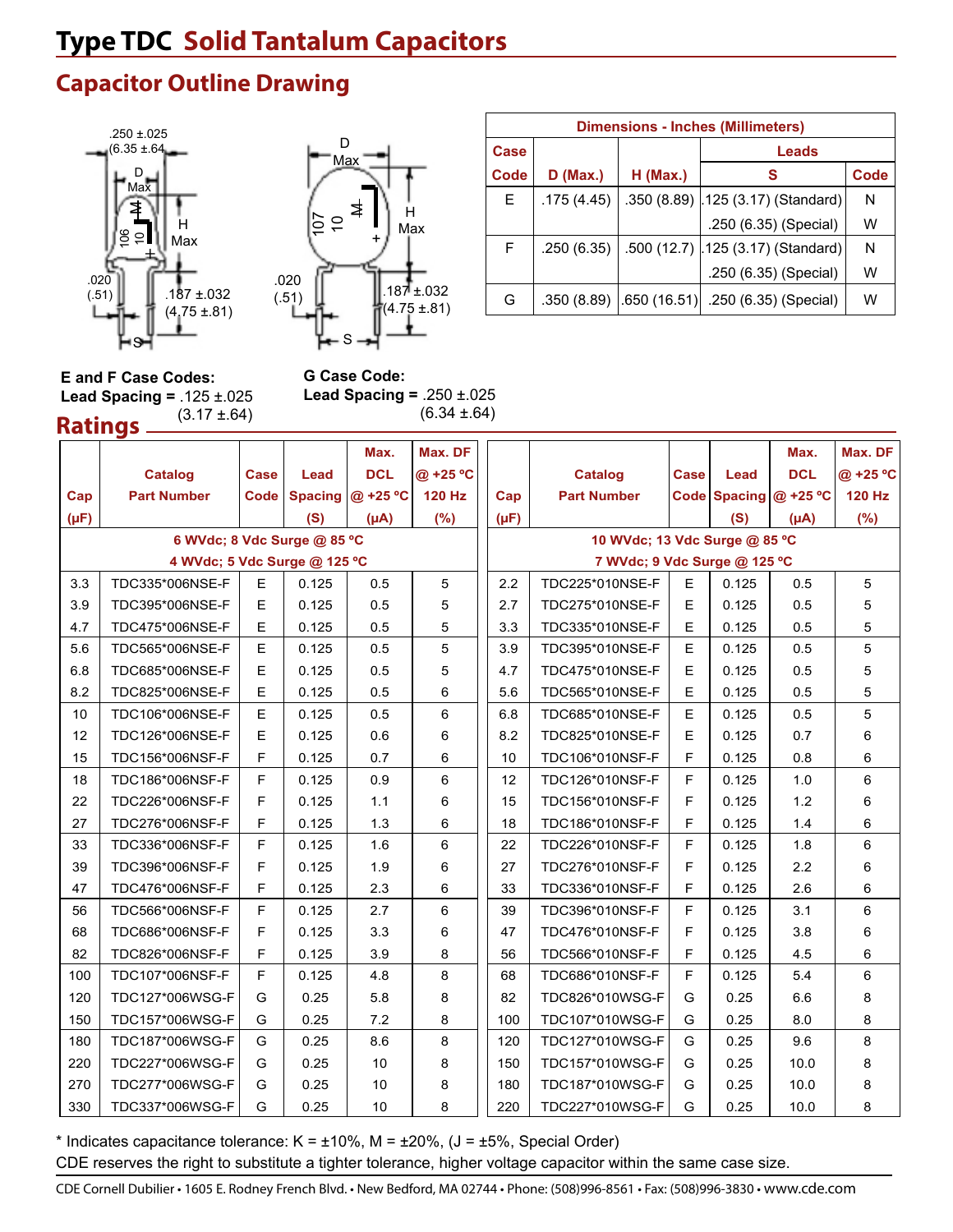# Type TDC Solid Tantalum Capacitors

## Capacitor Outline Drawing

**E and F Case Codes:**
**Lead Spacing =** .125 ±.025 (3.17 ±.64)

**G Case Code:**
**Lead Spacing =** .250 ±.025 (6.34 ±.64)

| Dimensions - Inches (Millimeters) | | | | |
|---|---|---|---|---|
| Case Code | D (Max.) | H (Max.) | Leads S | Leads Code |
| E | .175 (4.45) | .350 (8.89) | .125 (3.17) (Standard) | N |
| | | | .250 (6.35) (Special) | W |
| F | .250 (6.35) | .500 (12.7) | .125 (3.17) (Standard) | N |
| | | | .250 (6.35) (Special) | W |
| G | .350 (8.89) | .650 (16.51) | .250 (6.35) (Special) | W |

## Ratings

| Cap (µF) | Catalog Part Number | Case Code | Lead Spacing (S) | Max. DCL @ +25 ºC (µA) | Max. DF @ +25 ºC 120 Hz (%) |
|---|---|---|---|---|---|
| 6 WVdc; 8 Vdc Surge @ 85 ºC<br>4 WVdc; 5 Vdc Surge @ 125 ºC | | | | | |
| 3.3 | TDC335*006NSE-F | E | 0.125 | 0.5 | 5 |
| 3.9 | TDC395*006NSE-F | E | 0.125 | 0.5 | 5 |
| 4.7 | TDC475*006NSE-F | E | 0.125 | 0.5 | 5 |
| 5.6 | TDC565*006NSE-F | E | 0.125 | 0.5 | 5 |
| 6.8 | TDC685*006NSE-F | E | 0.125 | 0.5 | 5 |
| 8.2 | TDC825*006NSE-F | E | 0.125 | 0.5 | 6 |
| 10 | TDC106*006NSE-F | E | 0.125 | 0.5 | 6 |
| 12 | TDC126*006NSE-F | E | 0.125 | 0.6 | 6 |
| 15 | TDC156*006NSF-F | F | 0.125 | 0.7 | 6 |
| 18 | TDC186*006NSF-F | F | 0.125 | 0.9 | 6 |
| 22 | TDC226*006NSF-F | F | 0.125 | 1.1 | 6 |
| 27 | TDC276*006NSF-F | F | 0.125 | 1.3 | 6 |
| 33 | TDC336*006NSF-F | F | 0.125 | 1.6 | 6 |
| 39 | TDC396*006NSF-F | F | 0.125 | 1.9 | 6 |
| 47 | TDC476*006NSF-F | F | 0.125 | 2.3 | 6 |
| 56 | TDC566*006NSF-F | F | 0.125 | 2.7 | 6 |
| 68 | TDC686*006NSF-F | F | 0.125 | 3.3 | 6 |
| 82 | TDC826*006NSF-F | F | 0.125 | 3.9 | 8 |
| 100 | TDC107*006NSF-F | F | 0.125 | 4.8 | 8 |
| 120 | TDC127*006WSG-F | G | 0.25 | 5.8 | 8 |
| 150 | TDC157*006WSG-F | G | 0.25 | 7.2 | 8 |
| 180 | TDC187*006WSG-F | G | 0.25 | 8.6 | 8 |
| 220 | TDC227*006WSG-F | G | 0.25 | 10 | 8 |
| 270 | TDC277*006WSG-F | G | 0.25 | 10 | 8 |
| 330 | TDC337*006WSG-F | G | 0.25 | 10 | 8 |

| Cap (µF) | Catalog Part Number | Case Code | Lead Spacing (S) | Max. DCL @ +25 ºC (µA) | Max. DF @ +25 ºC 120 Hz (%) |
|---|---|---|---|---|---|
| 10 WVdc; 13 Vdc Surge @ 85 ºC<br>7 WVdc; 9 Vdc Surge @ 125 ºC | | | | | |
| 2.2 | TDC225*010NSE-F | E | 0.125 | 0.5 | 5 |
| 2.7 | TDC275*010NSE-F | E | 0.125 | 0.5 | 5 |
| 3.3 | TDC335*010NSE-F | E | 0.125 | 0.5 | 5 |
| 3.9 | TDC395*010NSE-F | E | 0.125 | 0.5 | 5 |
| 4.7 | TDC475*010NSE-F | E | 0.125 | 0.5 | 5 |
| 5.6 | TDC565*010NSE-F | E | 0.125 | 0.5 | 5 |
| 6.8 | TDC685*010NSE-F | E | 0.125 | 0.5 | 5 |
| 8.2 | TDC825*010NSE-F | E | 0.125 | 0.7 | 6 |
| 10 | TDC106*010NSF-F | F | 0.125 | 0.8 | 6 |
| 12 | TDC126*010NSF-F | F | 0.125 | 1.0 | 6 |
| 15 | TDC156*010NSF-F | F | 0.125 | 1.2 | 6 |
| 18 | TDC186*010NSF-F | F | 0.125 | 1.4 | 6 |
| 22 | TDC226*010NSF-F | F | 0.125 | 1.8 | 6 |
| 27 | TDC276*010NSF-F | F | 0.125 | 2.2 | 6 |
| 33 | TDC336*010NSF-F | F | 0.125 | 2.6 | 6 |
| 39 | TDC396*010NSF-F | F | 0.125 | 3.1 | 6 |
| 47 | TDC476*010NSF-F | F | 0.125 | 3.8 | 6 |
| 56 | TDC566*010NSF-F | F | 0.125 | 4.5 | 6 |
| 68 | TDC686*010NSF-F | F | 0.125 | 5.4 | 6 |
| 82 | TDC826*010WSG-F | G | 0.25 | 6.6 | 8 |
| 100 | TDC107*010WSG-F | G | 0.25 | 8.0 | 8 |
| 120 | TDC127*010WSG-F | G | 0.25 | 9.6 | 8 |
| 150 | TDC157*010WSG-F | G | 0.25 | 10.0 | 8 |
| 180 | TDC187*010WSG-F | G | 0.25 | 10.0 | 8 |
| 220 | TDC227*010WSG-F | G | 0.25 | 10.0 | 8 |

* Indicates capacitance tolerance: K = ±10%, M = ±20%, (J = ±5%, Special Order)
CDE reserves the right to substitute a tighter tolerance, higher voltage capacitor within the same case size.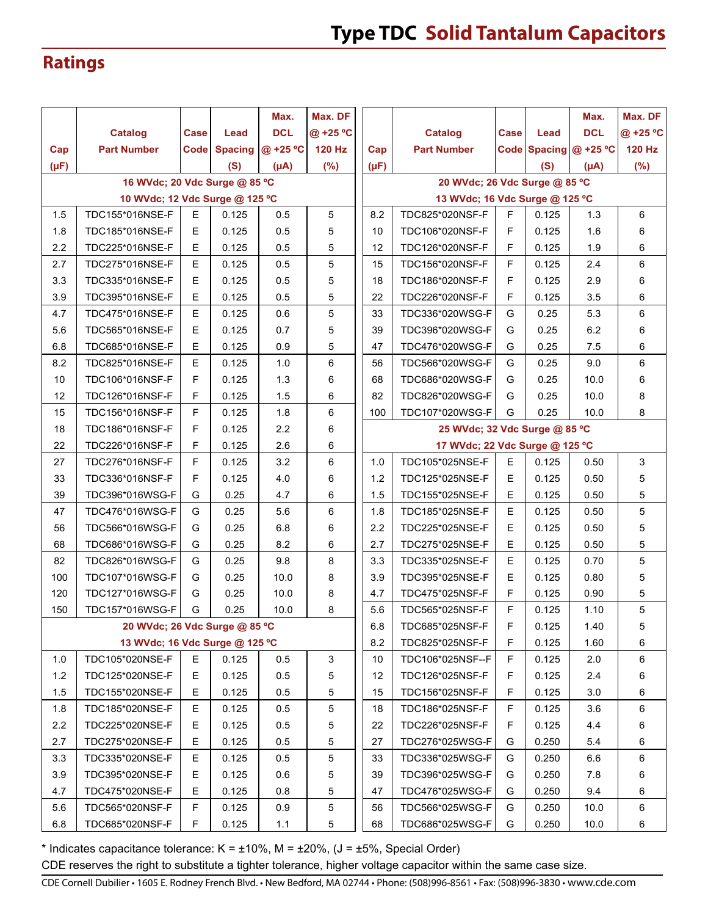## Ratings

| Cap (µF) | Catalog Part Number | Case Code | Lead Spacing (S) | Max. DCL @ +25 ºC (µA) | Max. DF @ +25 ºC 120 Hz (%) |
|---|---|---|---|---|---|
| **16 WVdc; 20 Vdc Surge @ 85 ºC** | | | | | |
| **10 WVdc; 12 Vdc Surge @ 125 ºC** | | | | | |
| 1.5 | TDC155*016NSE-F | E | 0.125 | 0.5 | 5 |
| 1.8 | TDC185*016NSE-F | E | 0.125 | 0.5 | 5 |
| 2.2 | TDC225*016NSE-F | E | 0.125 | 0.5 | 5 |
| 2.7 | TDC275*016NSE-F | E | 0.125 | 0.5 | 5 |
| 3.3 | TDC335*016NSE-F | E | 0.125 | 0.5 | 5 |
| 3.9 | TDC395*016NSE-F | E | 0.125 | 0.5 | 5 |
| 4.7 | TDC475*016NSE-F | E | 0.125 | 0.6 | 5 |
| 5.6 | TDC565*016NSE-F | E | 0.125 | 0.7 | 5 |
| 6.8 | TDC685*016NSE-F | E | 0.125 | 0.9 | 5 |
| 8.2 | TDC825*016NSE-F | E | 0.125 | 1.0 | 6 |
| 10 | TDC106*016NSF-F | F | 0.125 | 1.3 | 6 |
| 12 | TDC126*016NSF-F | F | 0.125 | 1.5 | 6 |
| 15 | TDC156*016NSF-F | F | 0.125 | 1.8 | 6 |
| 18 | TDC186*016NSF-F | F | 0.125 | 2.2 | 6 |
| 22 | TDC226*016NSF-F | F | 0.125 | 2.6 | 6 |
| 27 | TDC276*016NSF-F | F | 0.125 | 3.2 | 6 |
| 33 | TDC336*016NSF-F | F | 0.125 | 4.0 | 6 |
| 39 | TDC396*016WSG-F | G | 0.25 | 4.7 | 6 |
| 47 | TDC476*016WSG-F | G | 0.25 | 5.6 | 6 |
| 56 | TDC566*016WSG-F | G | 0.25 | 6.8 | 6 |
| 68 | TDC686*016WSG-F | G | 0.25 | 8.2 | 6 |
| 82 | TDC826*016WSG-F | G | 0.25 | 9.8 | 8 |
| 100 | TDC107*016WSG-F | G | 0.25 | 10.0 | 8 |
| 120 | TDC127*016WSG-F | G | 0.25 | 10.0 | 8 |
| 150 | TDC157*016WSG-F | G | 0.25 | 10.0 | 8 |
| **20 WVdc; 26 Vdc Surge @ 85 ºC** | | | | | |
| **13 WVdc; 16 Vdc Surge @ 125 ºC** | | | | | |
| 1.0 | TDC105*020NSE-F | E | 0.125 | 0.5 | 3 |
| 1.2 | TDC125*020NSE-F | E | 0.125 | 0.5 | 5 |
| 1.5 | TDC155*020NSE-F | E | 0.125 | 0.5 | 5 |
| 1.8 | TDC185*020NSE-F | E | 0.125 | 0.5 | 5 |
| 2.2 | TDC225*020NSE-F | E | 0.125 | 0.5 | 5 |
| 2.7 | TDC275*020NSE-F | E | 0.125 | 0.5 | 5 |
| 3.3 | TDC335*020NSE-F | E | 0.125 | 0.5 | 5 |
| 3.9 | TDC395*020NSE-F | E | 0.125 | 0.6 | 5 |
| 4.7 | TDC475*020NSE-F | E | 0.125 | 0.8 | 5 |
| 5.6 | TDC565*020NSF-F | F | 0.125 | 0.9 | 5 |
| 6.8 | TDC685*020NSF-F | F | 0.125 | 1.1 | 5 |
| 8.2 | TDC825*020NSF-F | F | 0.125 | 1.3 | 6 |
| 10 | TDC106*020NSF-F | F | 0.125 | 1.6 | 6 |
| 12 | TDC126*020NSF-F | F | 0.125 | 1.9 | 6 |
| 15 | TDC156*020NSF-F | F | 0.125 | 2.4 | 6 |
| 18 | TDC186*020NSF-F | F | 0.125 | 2.9 | 6 |
| 22 | TDC226*020NSF-F | F | 0.125 | 3.5 | 6 |
| 33 | TDC336*020WSG-F | G | 0.25 | 5.3 | 6 |
| 39 | TDC396*020WSG-F | G | 0.25 | 6.2 | 6 |
| 47 | TDC476*020WSG-F | G | 0.25 | 7.5 | 6 |
| 56 | TDC566*020WSG-F | G | 0.25 | 9.0 | 6 |
| 68 | TDC686*020WSG-F | G | 0.25 | 10.0 | 6 |
| 82 | TDC826*020WSG-F | G | 0.25 | 10.0 | 8 |
| 100 | TDC107*020WSG-F | G | 0.25 | 10.0 | 8 |
| **25 WVdc; 32 Vdc Surge @ 85 ºC** | | | | | |
| **17 WVdc; 22 Vdc Surge @ 125 ºC** | | | | | |
| 1.0 | TDC105*025NSE-F | E | 0.125 | 0.50 | 3 |
| 1.2 | TDC125*025NSE-F | E | 0.125 | 0.50 | 5 |
| 1.5 | TDC155*025NSE-F | E | 0.125 | 0.50 | 5 |
| 1.8 | TDC185*025NSE-F | E | 0.125 | 0.50 | 5 |
| 2.2 | TDC225*025NSE-F | E | 0.125 | 0.50 | 5 |
| 2.7 | TDC275*025NSE-F | E | 0.125 | 0.50 | 5 |
| 3.3 | TDC335*025NSE-F | E | 0.125 | 0.70 | 5 |
| 3.9 | TDC395*025NSE-F | E | 0.125 | 0.80 | 5 |
| 4.7 | TDC475*025NSF-F | F | 0.125 | 0.90 | 5 |
| 5.6 | TDC565*025NSF-F | F | 0.125 | 1.10 | 5 |
| 6.8 | TDC685*025NSF-F | F | 0.125 | 1.40 | 5 |
| 8.2 | TDC825*025NSF-F | F | 0.125 | 1.60 | 6 |
| 10 | TDC106*025NSF--F | F | 0.125 | 2.0 | 6 |
| 12 | TDC126*025NSF-F | F | 0.125 | 2.4 | 6 |
| 15 | TDC156*025NSF-F | F | 0.125 | 3.0 | 6 |
| 18 | TDC186*025NSF-F | F | 0.125 | 3.6 | 6 |
| 22 | TDC226*025NSF-F | F | 0.125 | 4.4 | 6 |
| 27 | TDC276*025WSG-F | G | 0.250 | 5.4 | 6 |
| 33 | TDC336*025WSG-F | G | 0.250 | 6.6 | 6 |
| 39 | TDC396*025WSG-F | G | 0.250 | 7.8 | 6 |
| 47 | TDC476*025WSG-F | G | 0.250 | 9.4 | 6 |
| 56 | TDC566*025WSG-F | G | 0.250 | 10.0 | 6 |
| 68 | TDC686*025WSG-F | G | 0.250 | 10.0 | 6 |

* Indicates capacitance tolerance: K = ±10%, M = ±20%, (J = ±5%, Special Order)

CDE reserves the right to substitute a tighter tolerance, higher voltage capacitor within the same case size.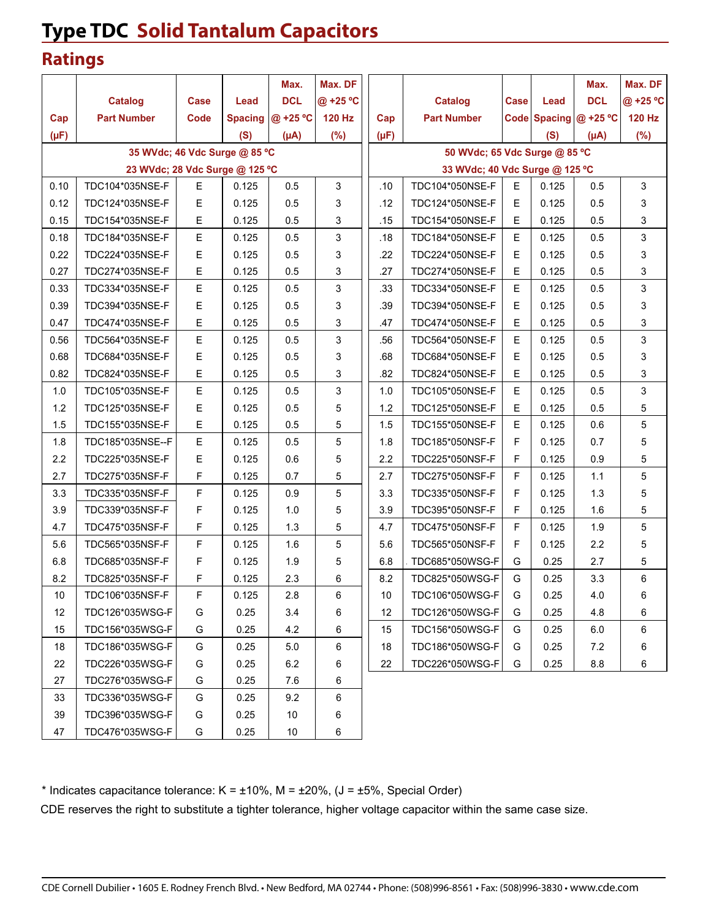# Type TDC Solid Tantalum Capacitors

## Ratings

| Cap (µF) | Catalog Part Number | Case Code | Lead Spacing (S) | Max. DCL @ +25 ºC (µA) | Max. DF @ +25 ºC 120 Hz (%) |
|---|---|---|---|---|---|
| **35 WVdc; 46 Vdc Surge @ 85 ºC<br>23 WVdc; 28 Vdc Surge @ 125 ºC** | | | | | |
| 0.10 | TDC104*035NSE-F | E | 0.125 | 0.5 | 3 |
| 0.12 | TDC124*035NSE-F | E | 0.125 | 0.5 | 3 |
| 0.15 | TDC154*035NSE-F | E | 0.125 | 0.5 | 3 |
| 0.18 | TDC184*035NSE-F | E | 0.125 | 0.5 | 3 |
| 0.22 | TDC224*035NSE-F | E | 0.125 | 0.5 | 3 |
| 0.27 | TDC274*035NSE-F | E | 0.125 | 0.5 | 3 |
| 0.33 | TDC334*035NSE-F | E | 0.125 | 0.5 | 3 |
| 0.39 | TDC394*035NSE-F | E | 0.125 | 0.5 | 3 |
| 0.47 | TDC474*035NSE-F | E | 0.125 | 0.5 | 3 |
| 0.56 | TDC564*035NSE-F | E | 0.125 | 0.5 | 3 |
| 0.68 | TDC684*035NSE-F | E | 0.125 | 0.5 | 3 |
| 0.82 | TDC824*035NSE-F | E | 0.125 | 0.5 | 3 |
| 1.0 | TDC105*035NSE-F | E | 0.125 | 0.5 | 3 |
| 1.2 | TDC125*035NSE-F | E | 0.125 | 0.5 | 5 |
| 1.5 | TDC155*035NSE-F | E | 0.125 | 0.5 | 5 |
| 1.8 | TDC185*035NSE--F | E | 0.125 | 0.5 | 5 |
| 2.2 | TDC225*035NSE-F | E | 0.125 | 0.6 | 5 |
| 2.7 | TDC275*035NSF-F | F | 0.125 | 0.7 | 5 |
| 3.3 | TDC335*035NSF-F | F | 0.125 | 0.9 | 5 |
| 3.9 | TDC339*035NSF-F | F | 0.125 | 1.0 | 5 |
| 4.7 | TDC475*035NSF-F | F | 0.125 | 1.3 | 5 |
| 5.6 | TDC565*035NSF-F | F | 0.125 | 1.6 | 5 |
| 6.8 | TDC685*035NSF-F | F | 0.125 | 1.9 | 5 |
| 8.2 | TDC825*035NSF-F | F | 0.125 | 2.3 | 6 |
| 10 | TDC106*035NSF-F | F | 0.125 | 2.8 | 6 |
| 12 | TDC126*035WSG-F | G | 0.25 | 3.4 | 6 |
| 15 | TDC156*035WSG-F | G | 0.25 | 4.2 | 6 |
| 18 | TDC186*035WSG-F | G | 0.25 | 5.0 | 6 |
| 22 | TDC226*035WSG-F | G | 0.25 | 6.2 | 6 |
| 27 | TDC276*035WSG-F | G | 0.25 | 7.6 | 6 |
| 33 | TDC336*035WSG-F | G | 0.25 | 9.2 | 6 |
| 39 | TDC396*035WSG-F | G | 0.25 | 10 | 6 |
| 47 | TDC476*035WSG-F | G | 0.25 | 10 | 6 |

| Cap (µF) | Catalog Part Number | Case Code | Lead Spacing (S) | Max. DCL @ +25 ºC (µA) | Max. DF @ +25 ºC 120 Hz (%) |
|---|---|---|---|---|---|
| **50 WVdc; 65 Vdc Surge @ 85 ºC<br>33 WVdc; 40 Vdc Surge @ 125 ºC** | | | | | |
| .10 | TDC104*050NSE-F | E | 0.125 | 0.5 | 3 |
| .12 | TDC124*050NSE-F | E | 0.125 | 0.5 | 3 |
| .15 | TDC154*050NSE-F | E | 0.125 | 0.5 | 3 |
| .18 | TDC184*050NSE-F | E | 0.125 | 0.5 | 3 |
| .22 | TDC224*050NSE-F | E | 0.125 | 0.5 | 3 |
| .27 | TDC274*050NSE-F | E | 0.125 | 0.5 | 3 |
| .33 | TDC334*050NSE-F | E | 0.125 | 0.5 | 3 |
| .39 | TDC394*050NSE-F | E | 0.125 | 0.5 | 3 |
| .47 | TDC474*050NSE-F | E | 0.125 | 0.5 | 3 |
| .56 | TDC564*050NSE-F | E | 0.125 | 0.5 | 3 |
| .68 | TDC684*050NSE-F | E | 0.125 | 0.5 | 3 |
| .82 | TDC824*050NSE-F | E | 0.125 | 0.5 | 3 |
| 1.0 | TDC105*050NSE-F | E | 0.125 | 0.5 | 3 |
| 1.2 | TDC125*050NSE-F | E | 0.125 | 0.5 | 5 |
| 1.5 | TDC155*050NSE-F | E | 0.125 | 0.6 | 5 |
| 1.8 | TDC185*050NSF-F | F | 0.125 | 0.7 | 5 |
| 2.2 | TDC225*050NSF-F | F | 0.125 | 0.9 | 5 |
| 2.7 | TDC275*050NSF-F | F | 0.125 | 1.1 | 5 |
| 3.3 | TDC335*050NSF-F | F | 0.125 | 1.3 | 5 |
| 3.9 | TDC395*050NSF-F | F | 0.125 | 1.6 | 5 |
| 4.7 | TDC475*050NSF-F | F | 0.125 | 1.9 | 5 |
| 5.6 | TDC565*050NSF-F | F | 0.125 | 2.2 | 5 |
| 6.8 | TDC685*050WSG-F | G | 0.25 | 2.7 | 5 |
| 8.2 | TDC825*050WSG-F | G | 0.25 | 3.3 | 6 |
| 10 | TDC106*050WSG-F | G | 0.25 | 4.0 | 6 |
| 12 | TDC126*050WSG-F | G | 0.25 | 4.8 | 6 |
| 15 | TDC156*050WSG-F | G | 0.25 | 6.0 | 6 |
| 18 | TDC186*050WSG-F | G | 0.25 | 7.2 | 6 |
| 22 | TDC226*050WSG-F | G | 0.25 | 8.8 | 6 |

* Indicates capacitance tolerance: K = ±10%, M = ±20%, (J = ±5%, Special Order)

CDE reserves the right to substitute a tighter tolerance, higher voltage capacitor within the same case size.

CDE Cornell Dubilier • 1605 E. Rodney French Blvd. • New Bedford, MA 02744 • Phone: (508)996-8561 • Fax: (508)996-3830 • www.cde.com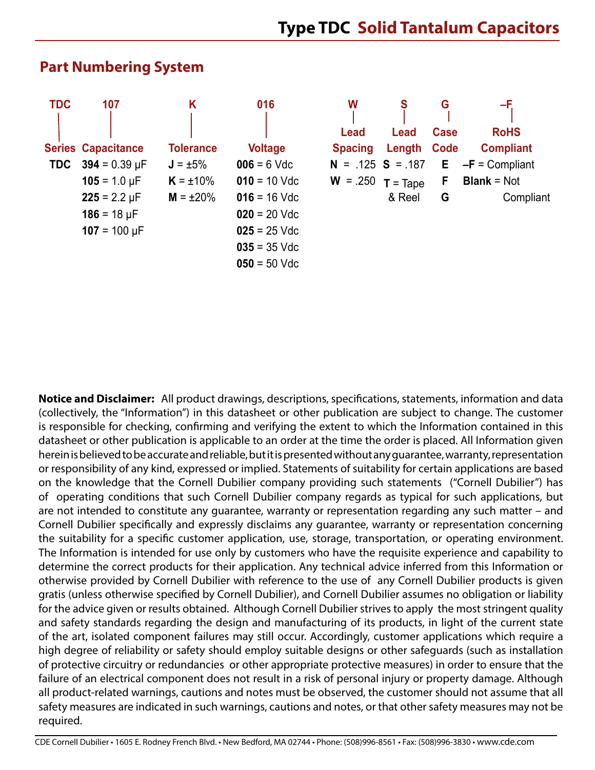## Part Numbering System

TDC 107 K 016 W S G –F

| Series | Capacitance | Tolerance | Voltage | Lead Spacing | Lead Length | Case Code | RoHS Compliant |
|---|---|---|---|---|---|---|---|
| **TDC** | **394** = 0.39 µF | **J** = ±5% | **006** = 6 Vdc | **N** = .125 | **S** = .187 | **E** | **–F** = Compliant |
| | **105** = 1.0 µF | **K** = ±10% | **010** = 10 Vdc | **W** = .250 | **T** = Tape & Reel | **F** | **Blank** = Not Compliant |
| | **225** = 2.2 µF | **M** = ±20% | **016** = 16 Vdc | | | **G** | |
| | **186** = 18 µF | | **020** = 20 Vdc | | | | |
| | **107** = 100 µF | | **025** = 25 Vdc | | | | |
| | | | **035** = 35 Vdc | | | | |
| | | | **050** = 50 Vdc | | | | |

**Notice and Disclaimer:** All product drawings, descriptions, specifications, statements, information and data (collectively, the "Information") in this datasheet or other publication are subject to change. The customer is responsible for checking, confirming and verifying the extent to which the Information contained in this datasheet or other publication is applicable to an order at the time the order is placed. All Information given herein is believed to be accurate and reliable, but it is presented without any guarantee, warranty, representation or responsibility of any kind, expressed or implied. Statements of suitability for certain applications are based on the knowledge that the Cornell Dubilier company providing such statements ("Cornell Dubilier") has of operating conditions that such Cornell Dubilier company regards as typical for such applications, but are not intended to constitute any guarantee, warranty or representation regarding any such matter – and Cornell Dubilier specifically and expressly disclaims any guarantee, warranty or representation concerning the suitability for a specific customer application, use, storage, transportation, or operating environment. The Information is intended for use only by customers who have the requisite experience and capability to determine the correct products for their application. Any technical advice inferred from this Information or otherwise provided by Cornell Dubilier with reference to the use of any Cornell Dubilier products is given gratis (unless otherwise specified by Cornell Dubilier), and Cornell Dubilier assumes no obligation or liability for the advice given or results obtained. Although Cornell Dubilier strives to apply the most stringent quality and safety standards regarding the design and manufacturing of its products, in light of the current state of the art, isolated component failures may still occur. Accordingly, customer applications which require a high degree of reliability or safety should employ suitable designs or other safeguards (such as installation of protective circuitry or redundancies or other appropriate protective measures) in order to ensure that the failure of an electrical component does not result in a risk of personal injury or property damage. Although all product-related warnings, cautions and notes must be observed, the customer should not assume that all safety measures are indicated in such warnings, cautions and notes, or that other safety measures may not be required.